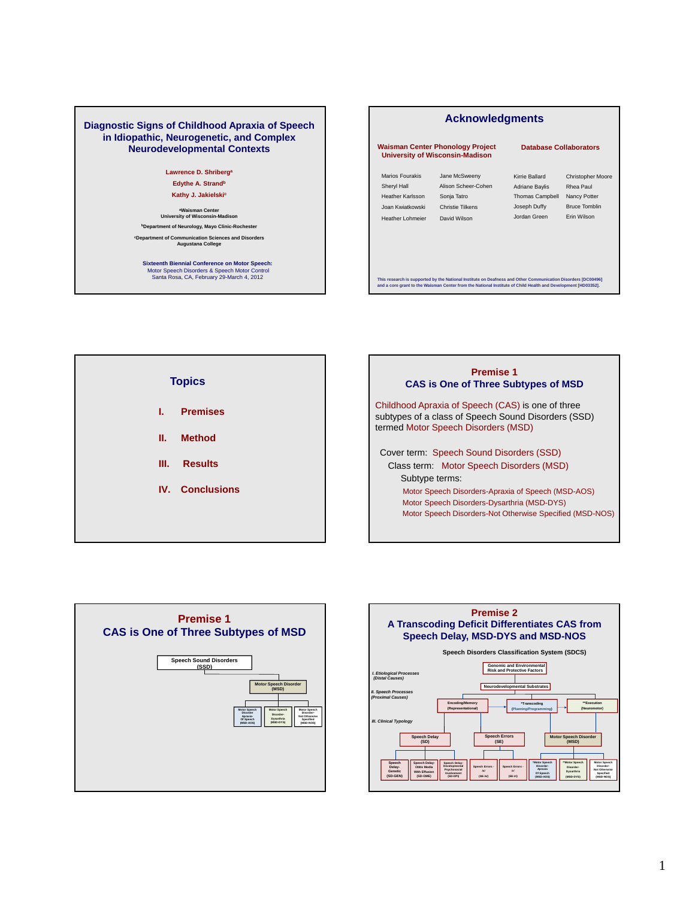# Diagnostic Signs of Childhood Apraxia of Speech in Idiopathic, Neurogenetic, and Complex Neurodevelopmental Contexts

Lawrence D. Shriberg[a]

Edythe A. Strand[b]

Kathy J. Jakielski[c]

[a]Waisman Center
University of Wisconsin-Madison

[b]Department of Neurology, Mayo Clinic-Rochester

[c]Department of Communication Sciences and Disorders
Augustana College

Sixteenth Biennial Conference on Motor Speech:
Motor Speech Disorders & Speech Motor Control
Santa Rosa, CA, February 29-March 4, 2012

## Acknowledgments

**Waisman Center Phonology Project**
**University of Wisconsin-Madison**

| | |
|---|---|
| Marios Fourakis | Jane McSweeny |
| Sheryl Hall | Alison Scheer-Cohen |
| Heather Karlsson | Sonja Tatro |
| Joan Kwiatkowski | Christie Tilkens |
| Heather Lohmeier | David Wilson |

**Database Collaborators**

| | |
|---|---|
| Kirrie Ballard | Christopher Moore |
| Adriane Baylis | Rhea Paul |
| Thomas Campbell | Nancy Potter |
| Joseph Duffy | Bruce Tomblin |
| Jordan Green | Erin Wilson |

This research is supported by the National Institute on Deafness and Other Communication Disorders [DC00496] and a core grant to the Waisman Center from the National Institute of Child Health and Development [HD03352].

## Topics

I. Premises

II. Method

III. Results

IV. Conclusions

## Premise 1
## CAS is One of Three Subtypes of MSD

Childhood Apraxia of Speech (CAS) is one of three subtypes of a class of Speech Sound Disorders (SSD) termed Motor Speech Disorders (MSD)

Cover term: Speech Sound Disorders (SSD)

Class term: Motor Speech Disorders (MSD)

Subtype terms:

- Motor Speech Disorders-Apraxia of Speech (MSD-AOS)
- Motor Speech Disorders-Dysarthria (MSD-DYS)
- Motor Speech Disorders-Not Otherwise Specified (MSD-NOS)

## Premise 1
## CAS is One of Three Subtypes of MSD

- Speech Sound Disorders (SSD)
  - Motor Speech Disorder (MSD)
    - Motor Speech Disorder-Apraxia Of Speech (MSD-AOS)
    - Motor Speech Disorder-Dysarthria (MSD-DYS)
    - Motor Speech Disorder-Not Otherwise Specified (MSD-NOS)

## Premise 2
## A Transcoding Deficit Differentiates CAS from Speech Delay, MSD-DYS and MSD-NOS

**Speech Disorders Classification System (SDCS)**

*I. Etiological Processes (Distal Causes)*
- Genomic and Environmental Risk and Protective Factors
- Neurodevelopmental Substrates

*II. Speech Processes (Proximal Causes)*
- Encoding/Memory (Representational) → \*Transcoding (Planning/Programming) → \*\*Execution (Neuromotor)

*III. Clinical Typology*
- Speech Delay (SD)
  - Speech Delay-Genetic (SD-GEN)
  - Speech Delay-Otitis Media With Effusion (SD-OME)
  - Speech Delay-Developmental Psychosocial Involvement (SD-DPI)
- Speech Errors (SE)
  - Speech Errors - /s/ (SE-/s/)
  - Speech Errors - /r/ (SE-/r/)
- Motor Speech Disorder (MSD)
  - \*Motor Speech Disorder-Apraxia Of Speech (MSD-AOS)
  - \*\*Motor Speech Disorder-Dysarthria (MSD-DYS)
  - Motor Speech Disorder-Not Otherwise Specified (MSD-NOS)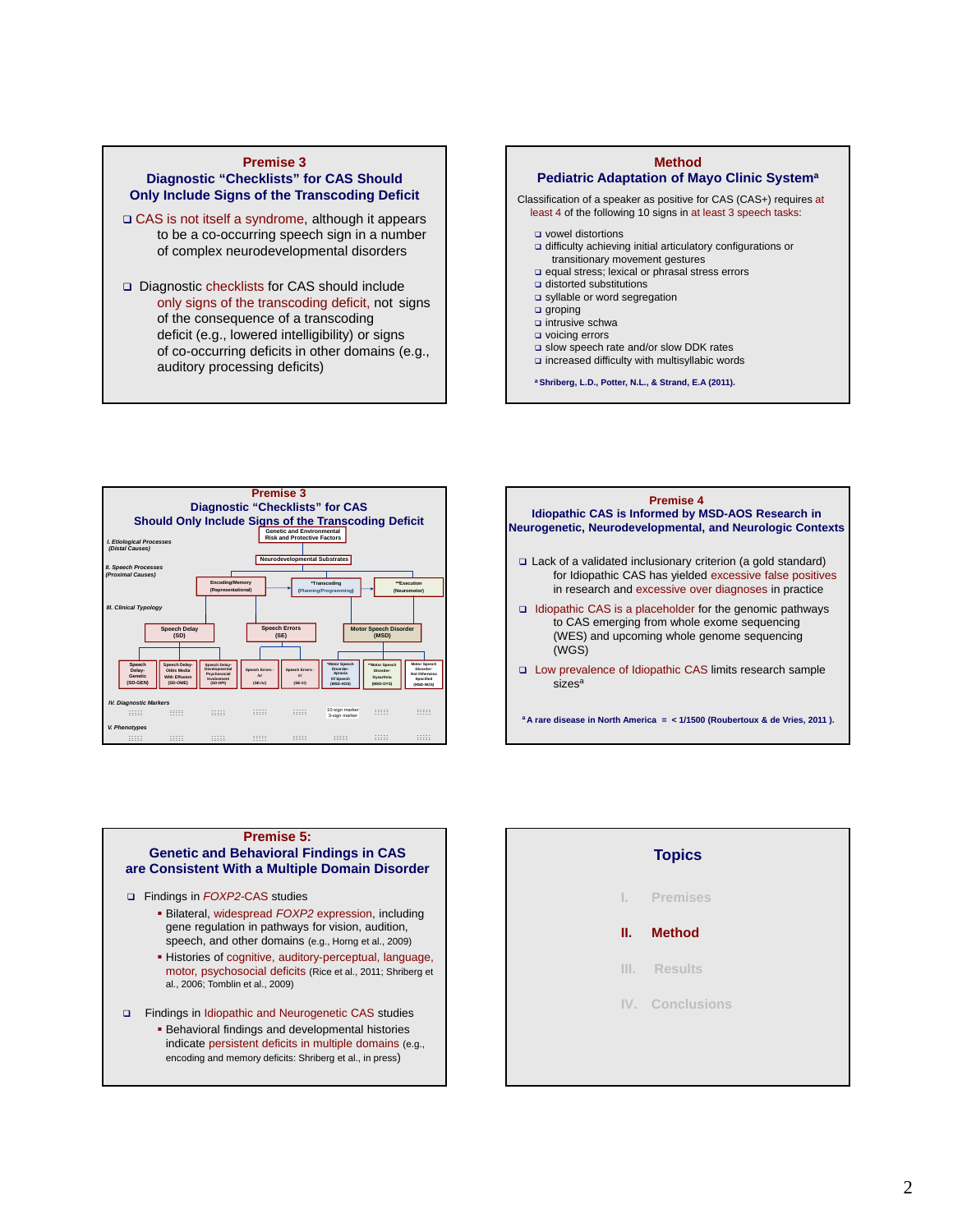## Premise 3

### Diagnostic "Checklists" for CAS Should Only Include Signs of the Transcoding Deficit

- CAS is not itself a syndrome, although it appears to be a co-occurring speech sign in a number of complex neurodevelopmental disorders
- Diagnostic checklists for CAS should include only signs of the transcoding deficit, not signs of the consequence of a transcoding deficit (e.g., lowered intelligibility) or signs of co-occurring deficits in other domains (e.g., auditory processing deficits)

## Method

### Pediatric Adaptation of Mayo Clinic System[a]

Classification of a speaker as positive for CAS (CAS+) requires at least 4 of the following 10 signs in at least 3 speech tasks:

- vowel distortions
- difficulty achieving initial articulatory configurations or transitionary movement gestures
- equal stress; lexical or phrasal stress errors
- distorted substitutions
- syllable or word segregation
- groping
- intrusive schwa
- voicing errors
- slow speech rate and/or slow DDK rates
- increased difficulty with multisyllabic words

[a] Shriberg, L.D., Potter, N.L., & Strand, E.A (2011).

## Premise 3

### Diagnostic "Checklists" for CAS Should Only Include Signs of the Transcoding Deficit

I. Etiological Processes (Distal Causes)
- Genetic and Environmental Risk and Protective Factors

II. Speech Processes (Proximal Causes)
- Neurodevelopmental Substrates
- Encoding/Memory (Representational)
- *Transcoding (Planning/Programming)
- **Execution (Neuromotor)

III. Clinical Typology
- Speech Delay (SD)
  - Speech Delay-Genetic (SD-GEN)
  - Speech Delay-Otitis Media With Effusion (SD-OME)
  - Speech Delay-Developmental Psychosocial Involvement (SD-DPI)
- Speech Errors (SE)
  - Speech Errors - /s/ (SE-/s/)
  - Speech Errors - /r/ (SE-/r/)
- Motor Speech Disorder (MSD)
  - *Motor Speech Disorder-Apraxia of Speech (MSD-AOS)
  - **Motor Speech Disorder-Dysarthria (MSD-DYS)
  - Motor Speech Disorder-Not Otherwise Specified (MSD-NOS)

IV. Diagnostic Markers
- 10-sign marker
- 3-sign marker

V. Phenotypes

## Premise 4

### Idiopathic CAS is Informed by MSD-AOS Research in Neurogenetic, Neurodevelopmental, and Neurologic Contexts

- Lack of a validated inclusionary criterion (a gold standard) for Idiopathic CAS has yielded excessive false positives in research and excessive over diagnoses in practice
- Idiopathic CAS is a placeholder for the genomic pathways to CAS emerging from whole exome sequencing (WES) and upcoming whole genome sequencing (WGS)
- Low prevalence of Idiopathic CAS limits research sample sizes[a]

[a] A rare disease in North America = < 1/1500 (Roubertoux & de Vries, 2011 ).

## Premise 5:

### Genetic and Behavioral Findings in CAS are Consistent With a Multiple Domain Disorder

- Findings in *FOXP2*-CAS studies
  - Bilateral, widespread *FOXP2* expression, including gene regulation in pathways for vision, audition, speech, and other domains (e.g., Horng et al., 2009)
  - Histories of cognitive, auditory-perceptual, language, motor, psychosocial deficits (Rice et al., 2011; Shriberg et al., 2006; Tomblin et al., 2009)
- Findings in Idiopathic and Neurogenetic CAS studies
  - Behavioral findings and developmental histories indicate persistent deficits in multiple domains (e.g., encoding and memory deficits: Shriberg et al., in press)

## Topics

I. Premises

**II. Method**

III. Results

IV. Conclusions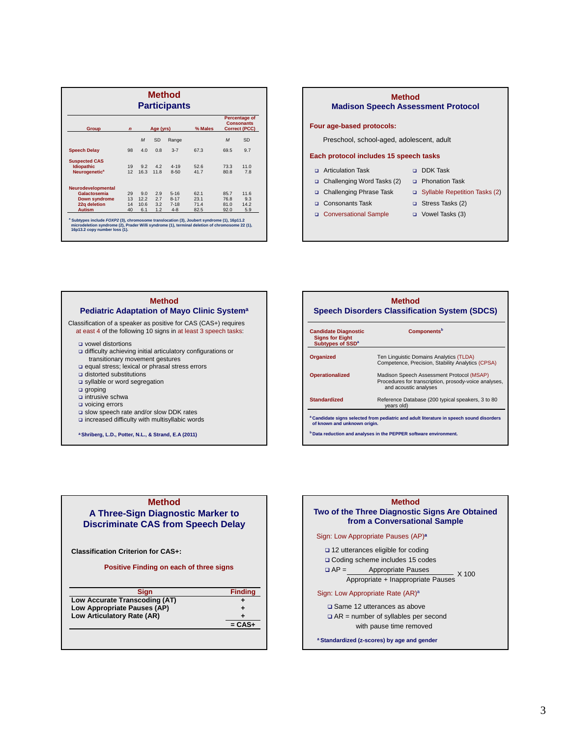## Method
### Participants

| Group | *n* | Age (yrs) | | | % Males | Percentage of Consonants Correct (PCC) | |
|---|---|---|---|---|---|---|---|
| | | *M* | SD | Range | | *M* | SD |
| Speech Delay | 98 | 4.0 | 0.8 | 3-7 | 67.3 | 69.5 | 9.7 |
| Suspected CAS | | | | | | | |
| Idiopathic | 19 | 9.2 | 4.2 | 4-19 | 52.6 | 73.3 | 11.0 |
| Neurogenetic[a] | 12 | 16.3 | 11.8 | 8-50 | 41.7 | 80.8 | 7.8 |
| Neurodevelopmental | | | | | | | |
| Galactosemia | 29 | 9.0 | 2.9 | 5-16 | 62.1 | 85.7 | 11.6 |
| Down syndrome | 13 | 12.2 | 2.7 | 8-17 | 23.1 | 76.8 | 9.3 |
| 22q deletion | 14 | 10.6 | 3.2 | 7-18 | 71.4 | 81.0 | 14.2 |
| Autism | 40 | 6.1 | 1.2 | 4-8 | 82.5 | 92.0 | 5.9 |

[a] Subtypes include *FOXP2* (3), chromosome translocation (3), Joubert syndrome (1), 16p11.2 microdeletion syndrome (2), Prader Willi syndrome (1), terminal deletion of chromosome 22 (1), 16p13.2 copy number loss (1).

## Method
### Madison Speech Assessment Protocol

**Four age-based protocols:**

Preschool, school-aged, adolescent, adult

**Each protocol includes 15 speech tasks**

- Articulation Task
- Challenging Word Tasks (2)
- Challenging Phrase Task
- Consonants Task
- Conversational Sample
- DDK Task
- Phonation Task
- Syllable Repetition Tasks (2)
- Stress Tasks (2)
- Vowel Tasks (3)

## Method
### Pediatric Adaptation of Mayo Clinic System[a]

Classification of a speaker as positive for CAS (CAS+) requires at east 4 of the following 10 signs in at least 3 speech tasks:

- vowel distortions
- difficulty achieving initial articulatory configurations or transitionary movement gestures
- equal stress; lexical or phrasal stress errors
- distorted substitutions
- syllable or word segregation
- groping
- intrusive schwa
- voicing errors
- slow speech rate and/or slow DDK rates
- increased difficulty with multisyllabic words

[a] Shriberg, L.D., Potter, N.L., & Strand, E.A (2011)

## Method
### Speech Disorders Classification System (SDCS)

| Candidate Diagnostic Signs for Eight Subtypes of SSD[a] | Components[b] |
|---|---|
| Organized | Ten Linguistic Domains Analytics (TLDA) Competence, Precision, Stability Analytics (CPSA) |
| Operationalized | Madison Speech Assessment Protocol (MSAP) Procedures for transcription, prosody-voice analyses, and acoustic analyses |
| Standardized | Reference Database (200 typical speakers, 3 to 80 years old) |

[a] Candidate signs selected from pediatric and adult literature in speech sound disorders of known and unknown origin.

[b] Data reduction and analyses in the PEPPER software environment.

## Method
### A Three-Sign Diagnostic Marker to Discriminate CAS from Speech Delay

**Classification Criterion for CAS+:**

**Positive Finding on each of three signs**

| Sign | Finding |
|---|---|
| Low Accurate Transcoding (AT) | + |
| Low Appropriate Pauses (AP) | + |
| Low Articulatory Rate (AR) | + |
| | = CAS+ |

## Method
### Two of the Three Diagnostic Signs Are Obtained from a Conversational Sample

Sign: Low Appropriate Pauses (AP)[a]

- 12 utterances eligible for coding
- Coding scheme includes 15 codes
- $AP = \frac{\text{Appropriate Pauses}}{\text{Appropriate + Inappropriate Pauses}} \times 100$

Sign: Low Appropriate Rate (AR)[a]

- Same 12 utterances as above
- AR = number of syllables per second with pause time removed

[a] Standardized (z-scores) by age and gender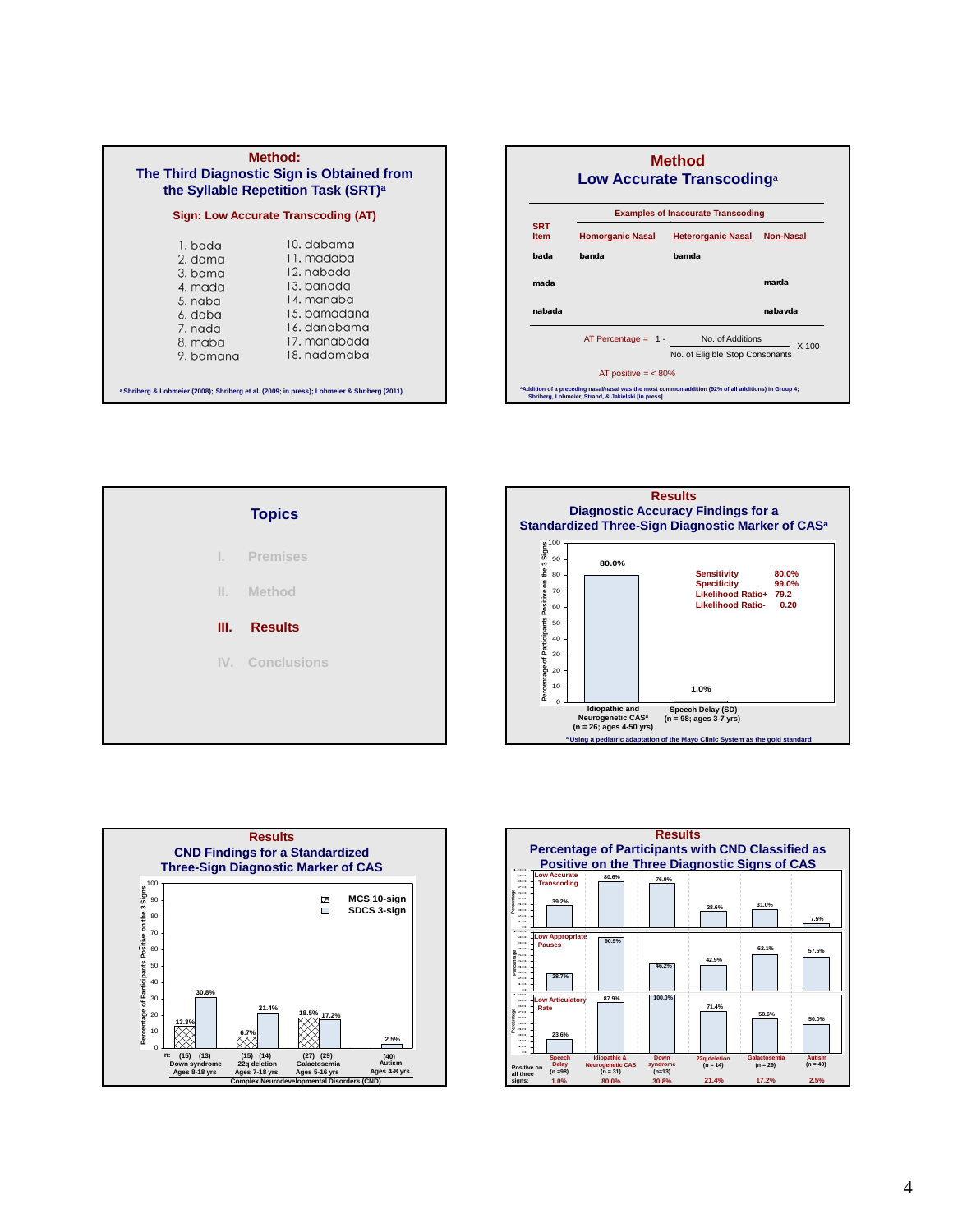## Method: The Third Diagnostic Sign is Obtained from the Syllable Repetition Task (SRT)[a]

**Sign: Low Accurate Transcoding (AT)**

| | |
|---|---|
| 1. bada | 10. dabama |
| 2. dama | 11. madaba |
| 3. bama | 12. nabada |
| 4. mada | 13. banada |
| 5. naba | 14. manaba |
| 6. daba | 15. bamadana |
| 7. nada | 16. danabama |
| 8. maba | 17. manabada |
| 9. bamana | 18. nadamaba |

[a] Shriberg & Lohmeier (2008); Shriberg et al. (2009; in press); Lohmeier & Shriberg (2011)

## Method

### Low Accurate Transcoding[a]

| SRT Item | Examples of Inaccurate Transcoding | | |
|---|---|---|---|
| | Homorganic Nasal | Heterorganic Nasal | Non-Nasal |
| bada | banda | bamda | |
| mada | | | marda |
| nabada | | | nabavda |

$$\text{AT Percentage} = \left(1 - \frac{\text{No. of Additions}}{\text{No. of Eligible Stop Consonants}}\right) \times 100$$

AT positive = < 80%

[a] Addition of a preceding nasal/nasal was the most common addition (92% of all additions) in Group 4; Shriberg, Lohmeier, Strand, & Jakielski (in press)

## Topics

I. Premises

II. Method

**III. Results**

IV. Conclusions

## Results

### Diagnostic Accuracy Findings for a Standardized Three-Sign Diagnostic Marker of CAS[a]

| Group | Percentage of Participants Positive on the 3 Signs |
|---|---|
| Idiopathic and Neurogenetic CAS[a] (n = 26; ages 4-50 yrs) | 80.0% |
| Speech Delay (SD) (n = 98; ages 3-7 yrs) | 1.0% |

| | |
|---|---|
| Sensitivity | 80.0% |
| Specificity | 99.0% |
| Likelihood Ratio+ | 79.2 |
| Likelihood Ratio- | 0.20 |

[a] Using a pediatric adaptation of the Mayo Clinic System as the gold standard

## Results

### CND Findings for a Standardized Three-Sign Diagnostic Marker of CAS

Percentage of Participants Positive on the 3 Signs — Complex Neurodevelopmental Disorders (CND)

| Group | MCS 10-sign (n) | MCS 10-sign | SDCS 3-sign (n) | SDCS 3-sign |
|---|---|---|---|---|
| Down syndrome, Ages 8-18 yrs | (15) | 13.3% | (13) | 30.8% |
| 22q deletion, Ages 7-18 yrs | (15) | 6.7% | (14) | 21.4% |
| Galactosemia, Ages 5-16 yrs | (27) | 18.5% | (29) | 17.2% |
| Autism, Ages 4-8 yrs | | | (40) | 2.5% |

## Results

### Percentage of Participants with CND Classified as Positive on the Three Diagnostic Signs of CAS

| Sign | Speech Delay (n = 98) | Idiopathic & Neurogenetic CAS (n = 31) | Down syndrome (n = 13) | 22q deletion (n = 14) | Galactosemia (n = 29) | Autism (n = 40) |
|---|---|---|---|---|---|---|
| Low Accurate Transcoding | 39.2% | 80.6% | 76.9% | 28.6% | 31.0% | 7.5% |
| Low Appropriate Pauses | 28.7% | 90.9% | 46.2% | 42.9% | 62.1% | 57.5% |
| Low Articulatory Rate | 23.6% | 87.9% | 100.0% | 71.4% | 58.6% | 50.0% |
| Positive on all three signs: | 1.0% | 80.0% | 30.8% | 21.4% | 17.2% | 2.5% |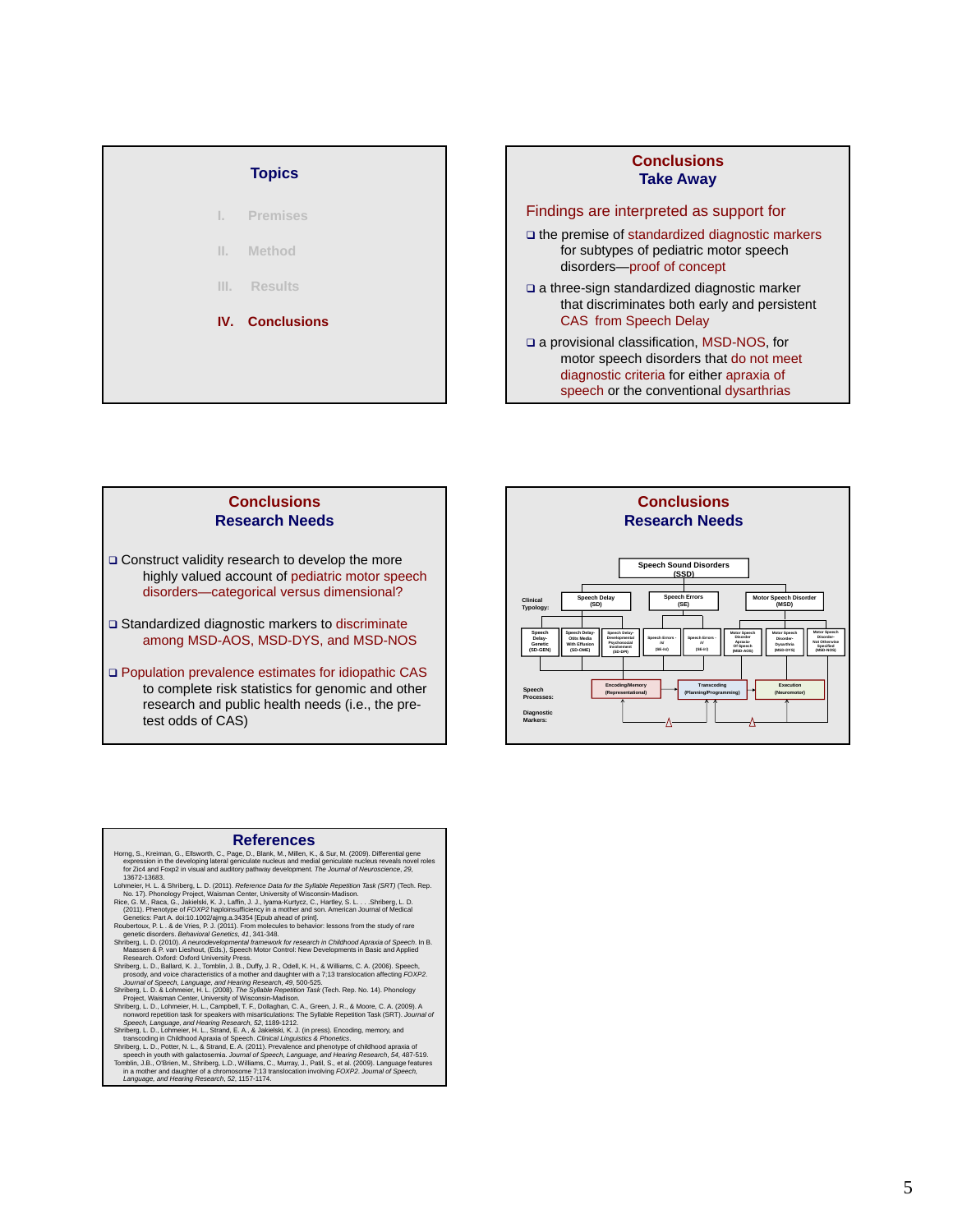## Topics

I. Premises

II. Method

III. Results

IV. Conclusions

## Conclusions
## Take Away

Findings are interpreted as support for

- the premise of standardized diagnostic markers for subtypes of pediatric motor speech disorders—proof of concept
- a three-sign standardized diagnostic marker that discriminates both early and persistent CAS from Speech Delay
- a provisional classification, MSD-NOS, for motor speech disorders that do not meet diagnostic criteria for either apraxia of speech or the conventional dysarthrias

## Conclusions
## Research Needs

- Construct validity research to develop the more highly valued account of pediatric motor speech disorders—categorical versus dimensional?
- Standardized diagnostic markers to discriminate among MSD-AOS, MSD-DYS, and MSD-NOS
- Population prevalence estimates for idiopathic CAS to complete risk statistics for genomic and other research and public health needs (i.e., the pre-test odds of CAS)

## Conclusions
## Research Needs

Speech Sound Disorders (SSD)

Clinical Typology:

Speech Delay (SD)

Speech Errors (SE)

Motor Speech Disorder (MSD)

Speech Delay-Genetic (SD-GEN)

Speech Delay-Otitis Media With Effusion (SD-OME)

Speech Delay-Developmental Psychosocial Involvement (SD-DPI)

Speech Errors - /s/ (SE-/s/)

Speech Errors - /r/ (SE-/r/)

Motor Speech Disorder Apraxia of Speech (MSD-AOS)

Motor Speech Disorder-Dysarthria (MSD-DYS)

Motor Speech Disorder-Not Otherwise Specified (MSD-NOS)

Speech Processes:

Encoding/Memory (Representational)

Transcoding (Planning/Programming)

Execution (Neuromotor)

Diagnostic Markers:

## References

Horng, S., Kreiman, G., Ellsworth, C., Page, D., Blank, M., Millen, K., & Sur, M. (2009). Differential gene expression in the developing lateral geniculate nucleus and medial geniculate nucleus reveals novel roles for Zic4 and Foxp2 in visual and auditory pathway development. *The Journal of Neuroscience, 29*, 13672-13683.

Lohmeier, H. L. & Shriberg, L. D. (2011). *Reference Data for the Syllable Repetition Task (SRT)* (Tech. Rep. No. 17). Phonology Project, Waisman Center, University of Wisconsin-Madison.

Rice, G. M., Raca, G., Jakielski, K. J., Laffin, J. J., Iyama-Kurtycz, C., Hartley, S. L. . . .Shriberg, L. D. (2011). Phenotype of *FOXP2* haploinsufficiency in a mother and son. American Journal of Medical Genetics: Part A. doi:10.1002/ajmg.a.34354 [Epub ahead of print].

Roubertoux, P. L. & de Vries, P. J. (2011). From molecules to behavior: lessons from the study of rare genetic disorders. *Behavioral Genetics, 41*, 341-348.

Shriberg, L. D. (2010). *A neurodevelopmental framework for research in Childhood Apraxia of Speech*. In B. Maassen & P. van Lieshout, (Eds.), Speech Motor Control: New Developments in Basic and Applied Research. Oxford: Oxford University Press.

Shriberg, L. D., Ballard, K. J., Tomblin, J. B., Duffy, J. R., Odell, K. H., & Williams, C. A. (2006). Speech, prosody, and voice characteristics of a mother and daughter with a 7;13 translocation affecting *FOXP2*. *Journal of Speech, Language, and Hearing Research, 49*, 500-525.

Shriberg, L. D. & Lohmeier, H. L. (2008). *The Syllable Repetition Task* (Tech. Rep. No. 14). Phonology Project, Waisman Center, University of Wisconsin-Madison.

Shriberg, L. D., Lohmeier, H. L., Campbell, T. F., Dollaghan, C. A., Green, J. R., & Moore, C. A. (2009). A nonword repetition task for speakers with misarticulations: The Syllable Repetition Task (SRT). *Journal of Speech, Language, and Hearing Research, 52*, 1189-1212.

Shriberg, L. D., Lohmeier, H. L., Strand, E. A., & Jakielski, K. J. (in press). Encoding, memory, and transcoding in Childhood Apraxia of Speech. *Clinical Linguistics & Phonetics*.

Shriberg, L. D., Potter, N. L., & Strand, E. A. (2011). Prevalence and phenotype of childhood apraxia of speech in youth with galactosemia. *Journal of Speech, Language, and Hearing Research, 54*, 487-519.

Tomblin, J.B., O'Brien, M., Shriberg, L.D., Williams, C., Murray, J., Patil, S., et al. (2009). Language features in a mother and daughter of a chromosome 7;13 translocation involving *FOXP2*. *Journal of Speech, Language, and Hearing Research, 52*, 1157-1174.